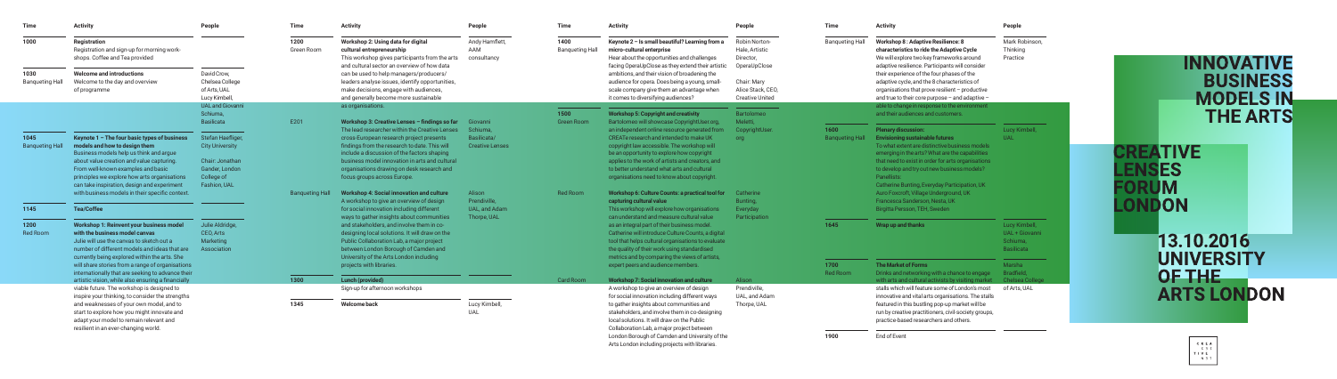# INNOVATIVE BUSINESS MODELS IN THE ARTS

# CREATIVE LENSES FORUM LONDON

## 13.10.2016 UNIVERSITY OF THE ARTS LONDON

| Time | Activity | People |
|---|---|---|
| 1000 | **Registration**<br>Registration and sign-up for morning workshops. Coffee and Tea provided | |
| 1030<br>Banqueting Hall | **Welcome and introductions**<br>Welcome to the day and overview of programme | David Crow, Chelsea College of Arts, UAL<br>Lucy Kimbell, UAL and Giovanni Schiuma, Basilicata |
| 1045<br>Banqueting Hall | **Keynote 1 – The four basic types of business models and how to design them**<br>Business models help us think and argue about value creation and value capturing. From well-known examples and basic principles we explore how arts organisations can take inspiration, design and experiment with business models in their specific context. | Stefan Haefliger, City University<br>Chair: Jonathan Gander, London College of Fashion, UAL |
| 1145 | **Tea/Coffee** | |
| 1200<br>Red Room | **Workshop 1: Reinvent your business model with the business model canvas**<br>Julie will use the canvas to sketch out a number of different models and ideas that are currently being explored within the arts. She will share stories from a range of organisations internationally that are seeking to advance their artistic vision, while also ensuring a financially viable future. The workshop is designed to inspire your thinking, to consider the strengths and weaknesses of your own model, and to start to explore how you might innovate and adapt your model to remain relevant and resilient in an ever-changing world. | Julie Aldridge, CEO, Arts Marketing Association |
| 1200<br>Green Room | **Workshop 2: Using data for digital cultural entrepreneurship**<br>This workshop gives participants from the arts and cultural sector an overview of how data can be used to help managers/producers/leaders analyse issues, identify opportunities, make decisions, engage with audiences, and generally become more sustainable as organisations. | Andy Hamflett, AAM consultancy |
| E201 | **Workshop 3: Creative Lenses – findings so far**<br>The lead researcher within the Creative Lenses cross-European research project presents findings from the research to date. This will include a discussion of the factors shaping business model innovation in arts and cultural organisations drawing on desk research and focus groups across Europe. | Giovanni Schiuma, Basilicata/Creative Lenses |
| Banqueting Hall | **Workshop 4: Social innovation and culture**<br>A workshop to give an overview of design for social innovation including different ways to gather insights about communities and stakeholders, and involve them in co-designing local solutions. It will draw on the Public Collaboration Lab, a major project between London Borough of Camden and University of the Arts London including projects with libraries. | Alison Prendiville, UAL and Adam Thorpe, UAL |
| 1300 | **Lunch (provided)**<br>Sign-up for afternoon workshops | |
| 1345 | **Welcome back** | Lucy Kimbell, UAL |
| 1400<br>Banqueting Hall | **Keynote 2 – Is small beautiful? Learning from a micro-cultural enterprise**<br>Hear about the opportunities and challenges facing OperaUpClose as they extend their artistic ambitions, and their vision of broadening the audience for opera. Does being a young, small-scale company give them an advantage when it comes to diversifying audiences? | Robin Norton-Hale, Artistic Director, OperaUpClose<br>Chair: Mary Alice Stack, CEO, Creative United |
| 1500<br>Green Room | **Workshop 5: Copyright and creativity**<br>Bartolomeo will showcase CopyrightUser.org, an independent online resource generated from CREATe research and intended to make UK copyright law accessible. The workshop will be an opportunity to explore how copyright applies to the work of artists and creators, and to better understand what arts and cultural organisations need to know about copyright. | Bartolomeo Meletti, CopyrightUser.org |
| Red Room | **Workshop 6: Culture Counts: a practical tool for capturing cultural value**<br>This workshop will explore how organisations can understand and measure cultural value as an integral part of their business model. Catherine will introduce Culture Counts, a digital tool that helps cultural organisations to evaluate the quality of their work using standardised metrics and by comparing the views of artists, expert peers and audience members. | Catherine Bunting, Everyday Participation |
| Card Room | **Workshop 7: Social innovation and culture**<br>A workshop to give an overview of design for social innovation including different ways to gather insights about communities and stakeholders, and involve them in co-designing local solutions. It will draw on the Public Collaboration Lab, a major project between London Borough of Camden and University of the Arts London including projects with libraries. | Alison Prendiville, UAL and Adam Thorpe, UAL |
| Banqueting Hall | **Workshop 8 : Adaptive Resilience: 8 characteristics to ride the Adaptive Cycle**<br>We will explore two key frameworks around adaptive resilience. Participants will consider their experience of the four phases of the adaptive cycle, and the 8 characteristics of organisations that prove resilient – productive and true to their core purpose – and adaptive – able to change in response to the environment and their audiences and customers. | Mark Robinson, Thinking Practice |
| 1600<br>Banqueting Hall | **Plenary discussion:**<br>**Envisioning sustainable futures**<br>To what extent are distinctive business models emerging in the arts? What are the capabilities that need to exist in order for arts organisations to develop and try out new business models?<br>Panellists:<br>Catherine Bunting, Everyday Participation, UK<br>Auro Foxcroft, Village Underground, UK<br>Francesca Sanderson, Nesta, UK<br>Birgitta Persson, TEH, Sweden | Lucy Kimbell, UAL |
| 1645 | **Wrap up and thanks** | Lucy Kimbell, UAL + Giovanni Schiuma, Basilicata |
| 1700<br>Red Room | **The Market of Forms**<br>Drinks and networking with a chance to engage with arts and cultural activists by visiting market stalls which will feature some of London's most innovative and vital arts organisations. The stalls featured in this bustling pop-up market will be run by creative practitioners, civil-society groups, practice-based researchers and others. | Marsha Bradfield, Chelsea College of Arts, UAL |
| 1900 | End of Event | |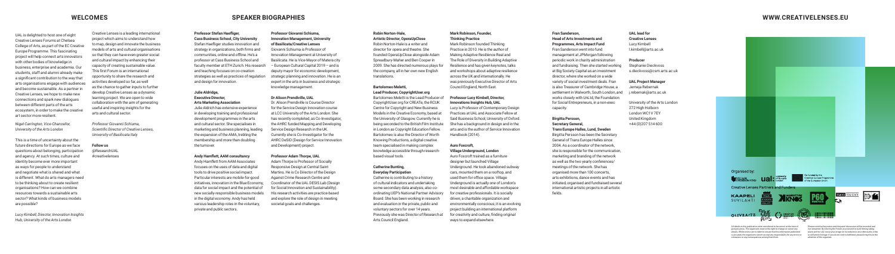## WELCOMES

UAL is delighted to host one of eight Creative Lenses Forums at Chelsea College of Arts, as part of the EC Creative Europe Programme. This fascinating project will help connect arts innovators with other bodies of knowledge in business, enterprise and academia. Our students, staff and alumni already make a significant contribution to the way that arts organisations engage with audiences and become sustainable. As a partner in Creative Lenses, we hope to make new connections and spark new dialogues between different parts of the arts ecosystem, in order to make the creative art sector more resilient.

*Nigel Carrington, Vice-Chancellor, University of the Arts London*

This is a time of uncertainty about the future directions for Europe as we face questions about belonging, participation and agency. At such times, culture and identity become ever more important as ways for people to understand and negotiate what is shared and what is different. What do arts managers need to be thinking about to create resilient organisations? How can we combine resources towards a sustainable arts sector? What kinds of business models are possible?

*Lucy Kimbell, Director, Innovation Insights Hub, University of the Arts London*

Creative Lenses is a leading international project which aims to understand how to map, design and innovate the business models of arts and cultural organisations so that they can have even greater social and cultural impact by enhancing their capacity of creating sustainable value. This first Forum is an international opportunity to share the research and activities developed so far, as well as the chance to gather inputs to further develop Creative Lenses as a dynamic learning project. We are open to wide collaboration with the aim of generating useful and inspiring insights for the arts and cultural sector.

*Professor Giovanni Schiuma, Scientific Director of Creative Lenses, University of Basilicata Italy*

**Follow us**
@ResearchUAL
#creativelenses

## SPEAKER BIOGRAPHIES

**Professor Stefan Haefliger, Cass Business School, City University**
Stefan Haefliger studies innovation and strategy in organizations, both firms and communities, online and offline. He's a professor at Cass Business School and faculty member at ETH Zurich. His research and teaching focuses on co-creation strategies as well as practices of regulation and design for innovation.

**Julie Aldridge, Executive Director, Arts Marketing Association**
Julie Aldrich has extensive experience in developing training and professional development programmes in the arts and cultural sector. She specialises in marketing and business planning, leading the expansion of the AMA, trebling the membership and more than doubling the turnover.

**Andy Hamflett, AAM consultancy**
Andy Hamflett from AAM Associates focuses on the uses of data and digital tools to drive positive social impact. Particular interests are mobile-for-good initiatives, innovation in the Blue Economy, data for social impact and the potential of new socially-responsible business models in the digital economy. Andy has held various leadership roles in the voluntary, private and public sectors.

**Professor Giovanni Schiuma, Innovation Management, University of Basilicata/Creative Lenses**
Giovanni Schiuma is Professor of Innovation Management at University of Basilicata. He is Vice-Mayor of Matera city – European Cultural Capital 2019 – and is deputy mayor for economic development, strategic planning and innovation. He is an expert in the arts in business and strategic knowledge management.

**Dr Alison Prendiville, UAL**
Dr. Alison Prendiville is Course Director for the Service Design Innovation course at LCC University of the Arts London. She has recently completed, as Co-Investigator, the AHRC funded Mapping and Developing Service Design Research in the UK. Currently she is Co-Investigator for the AHRC DeSID (Design for Service Innovation and Development) project.

**Professor Adam Thorpe, UAL**
Adam Thorpe is Professor of Socially Responsive Design at Central Saint Martins. He is Co Director of the Design Against Crime Research Centre and Coordinator of the UAL DESIS Lab (Design for Social Innovation and Sustainability). His research activities are practice-based and explore the role of design in meeting societal goals and challenges.

**Robin Norton-Hale, Artistic Director, OperaUpClose**
Robin Norton-Hale is a writer and director for opera and theatre. She founded OperaUpClose alongside Adam Spreadbury-Maher and Ben Cooper in 2009. She has directed numerous plays for the company, all in her own new English translations.

**Bartolomeo Meletti, Lead Producer, CopyrightUser.org**
Bartolomeo Meletti is the Lead Producer of CopyrightUser.org for CREATe, the RCUK Centre for Copyright and New Business Models in the Creative Economy, based at the University of Glasgow. Currently he is being seconded to the British Film Institute in London as Copyright Education Fellow. Bartolomeo is also the Director of Worth Knowing Productions, a digital creative team specialised in making complex knowledge accessible through research-based visual tools.

**Catherine Bunting, Everyday Participation**
Catherine is contributing to a history of cultural indicators and undertaking some secondary data analysis, also co-ordinating UEP's National Partner Advisory Board. She has been working in research and evaluation in the private, public and voluntary sectors for over 14 years. Previously she was Director of Research at Arts Council England.

**Mark Robinson, Founder, Thinking Practice**
Mark Robinson founded Thinking Practice in 2010. He is the author of Making Adaptive Resilience Real and The Role of Diversity in Building Adaptive Resilience and has given keynotes, talks and workshops about adaptive resilience across the UK and internationally. He was previously Executive Director of Arts Council England, North East.

**Professor Lucy Kimbell, Director, Innovations Insights Hub, UAL**
Lucy is Professor of Contemporary Design Practices at UAL and Associate Fellow at Said Business School, University of Oxford. She has a background in design and in the arts and is the author of Service Innovation Handbook (2014).

**Auro Foxcroft, Village Underground, London**
Auro Foxcroft trained as a furniture designer but launched Village Underground. He took abandoned subway cars, mounted them on a rooftop, and used them for office space. Village Underground is actually one of London's most desirable and affordable workspace for creative professionals. It is socially driven, a charitable organization and environmentally conscious; it is an evolving project building an international platform for creativity and culture, finding original ways to expand elsewhere.

**Fran Sanderson, Head of Arts Investments and Programmes, Arts Impact Fund**
Fran Sanderson went into fund management at JPMorgan following periodic work in charity administration and fundraising. Then she started working at Big Society Capital as an investment director, where she worked on a wide variety of social investment deals. Fran is also Treasurer of Cambridge House, a settlement in Walworth, South London, and works closely with UnLtd, the Foundation for Social Entrepreneurs, in a non-exec capacity.

**Birgitta Persson, Secretary General, Trans Europe Halles, Lund, Sweden**
Birgitta Persson has been the Secretary General of Trans Europe Halles since 2004. As a coordinator of the network, she is responsible for the communication, marketing and branding of the network as well as the two yearly conferences/meetings of the network. She has organised more than 100 concerts, arts exhibitions, dance events and has initiated, organised and fundraised several international artistic projects in all artistic fields.

## WWW.CREATIVELENSES.EU

**UAL lead for Creative Lenses**
Lucy Kimbell
l.kimbell@arts.ac.uk

**Producer**
Stephanie Dieckvoss
s.dieckvoss@csm.arts.ac.uk

**UAL Project Manager**
Jerneja Rebernak
j.rebernak@arts.ac.uk

University of the Arts London
272 High Holborn
London WC1V 7EY
United Kingdom
+44 (0)207 514 600

Organised by:

Co-funded by the Creative Europe Programme of the European Union

Creative Lenses Partners and Funders

All details in this publication were considered to be correct at the time of going to press. The organisers reserve the right to change or cancel any details. While every care is taken to ensure that the information published is accurate, the organisers cannot accept any responsibility for any errors or omissions or any consequences arising therefrom.

Please note that by entry and the panel discussions will be recorded and live streamed. By entering the Forum you consent to such filming taking place and for UAL to use your image on its website and other media, video or still photo footage. If you do not wish to be filmed, please bring this to the attention of the organiser.